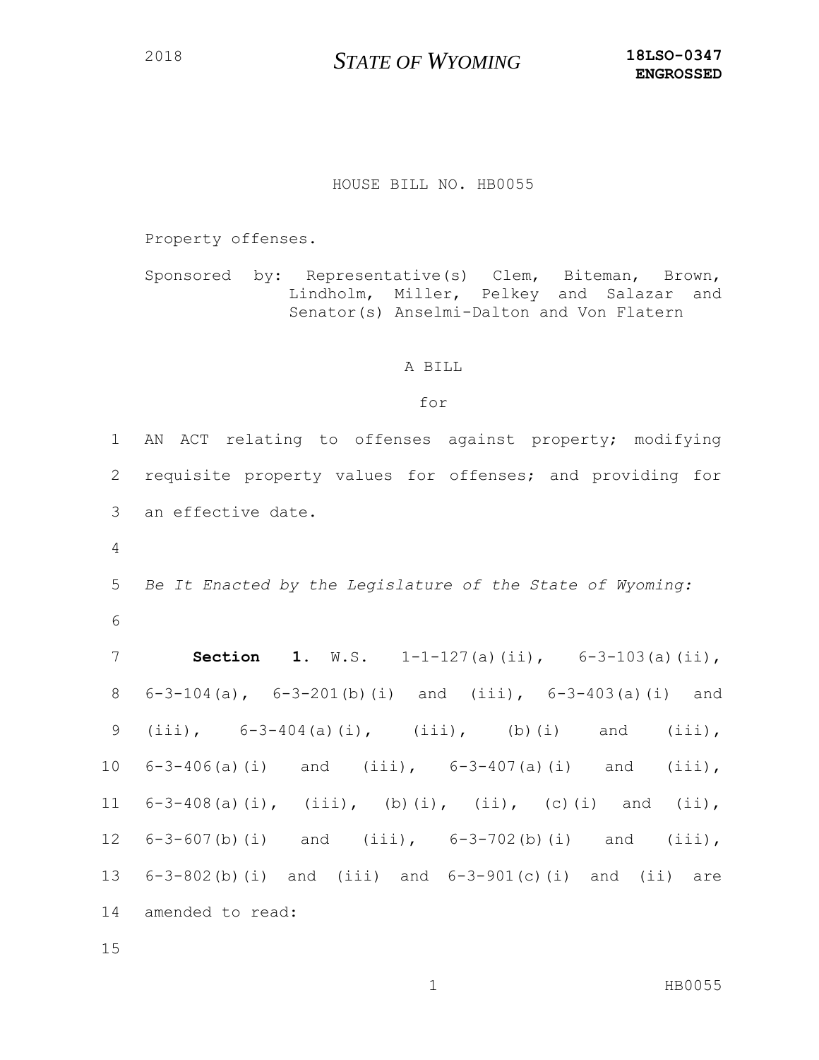2018 **STATE OF WYOMING** **18LSO-0347 ENGROSSED**

HOUSE BILL NO. HB0055

Property offenses.

Sponsored by: Representative(s) Clem, Biteman, Brown, Lindholm, Miller, Pelkey and Salazar and Senator(s) Anselmi-Dalton and Von Flatern

A BILL

for

1 AN ACT relating to offenses against property; modifying
2 requisite property values for offenses; and providing for
3 an effective date.
4
5 *Be It Enacted by the Legislature of the State of Wyoming:*
6
7 **Section 1.** W.S. 1-1-127(a)(ii), 6-3-103(a)(ii),
8 6-3-104(a), 6-3-201(b)(i) and (iii), 6-3-403(a)(i) and
9 (iii), 6-3-404(a)(i), (iii), (b)(i) and (iii),
10 6-3-406(a)(i) and (iii), 6-3-407(a)(i) and (iii),
11 6-3-408(a)(i), (iii), (b)(i), (ii), (c)(i) and (ii),
12 6-3-607(b)(i) and (iii), 6-3-702(b)(i) and (iii),
13 6-3-802(b)(i) and (iii) and 6-3-901(c)(i) and (ii) are
14 amended to read:
15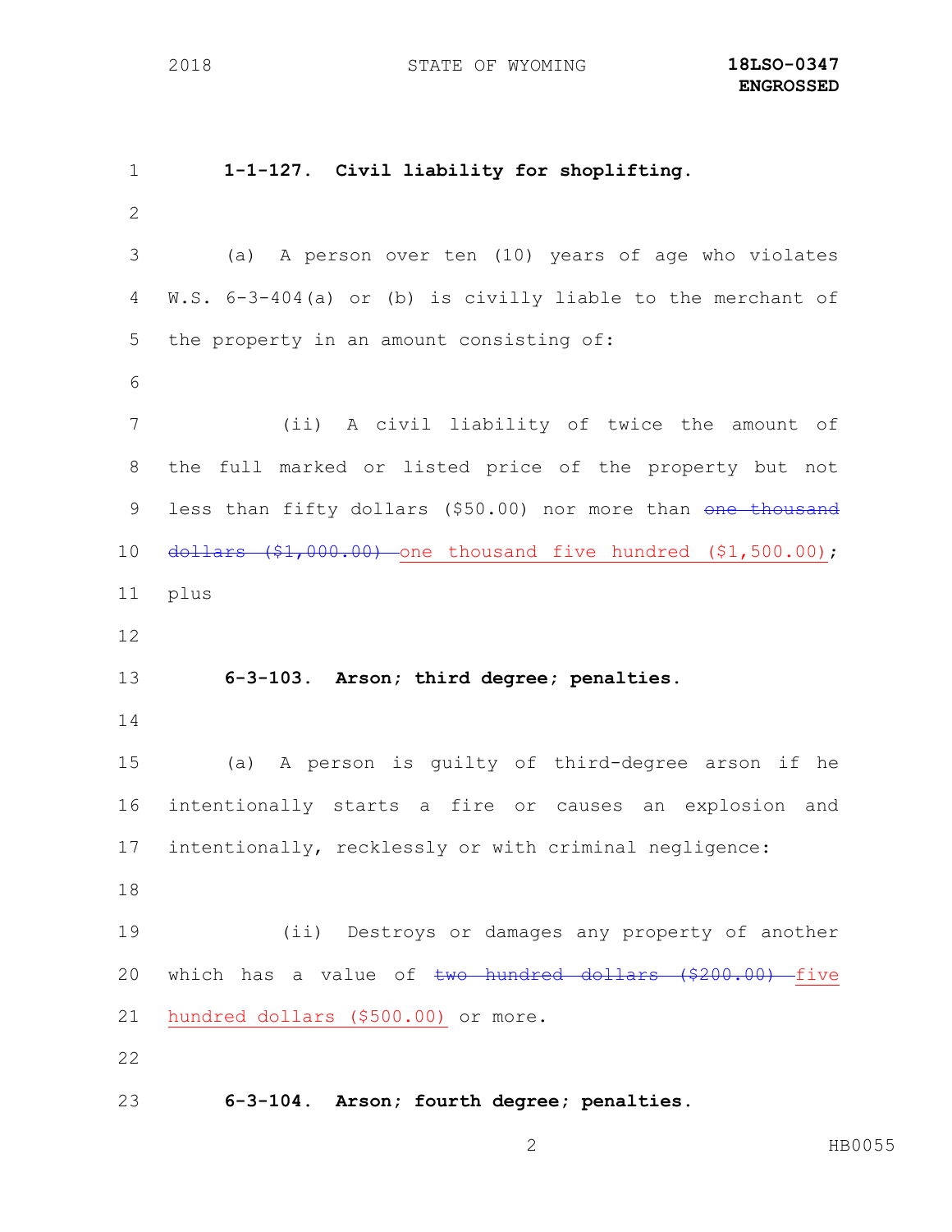**1-1-127. Civil liability for shoplifting.**

(a) A person over ten (10) years of age who violates W.S. 6-3-404(a) or (b) is civilly liable to the merchant of the property in an amount consisting of:

(ii) A civil liability of twice the amount of the full marked or listed price of the property but not less than fifty dollars ($50.00) nor more than ~~one thousand dollars ($1,000.00)~~ one thousand five hundred ($1,500.00); plus

**6-3-103. Arson; third degree; penalties.**

(a) A person is guilty of third-degree arson if he intentionally starts a fire or causes an explosion and intentionally, recklessly or with criminal negligence:

(ii) Destroys or damages any property of another which has a value of ~~two hundred dollars ($200.00)~~ five hundred dollars ($500.00) or more.

**6-3-104. Arson; fourth degree; penalties.**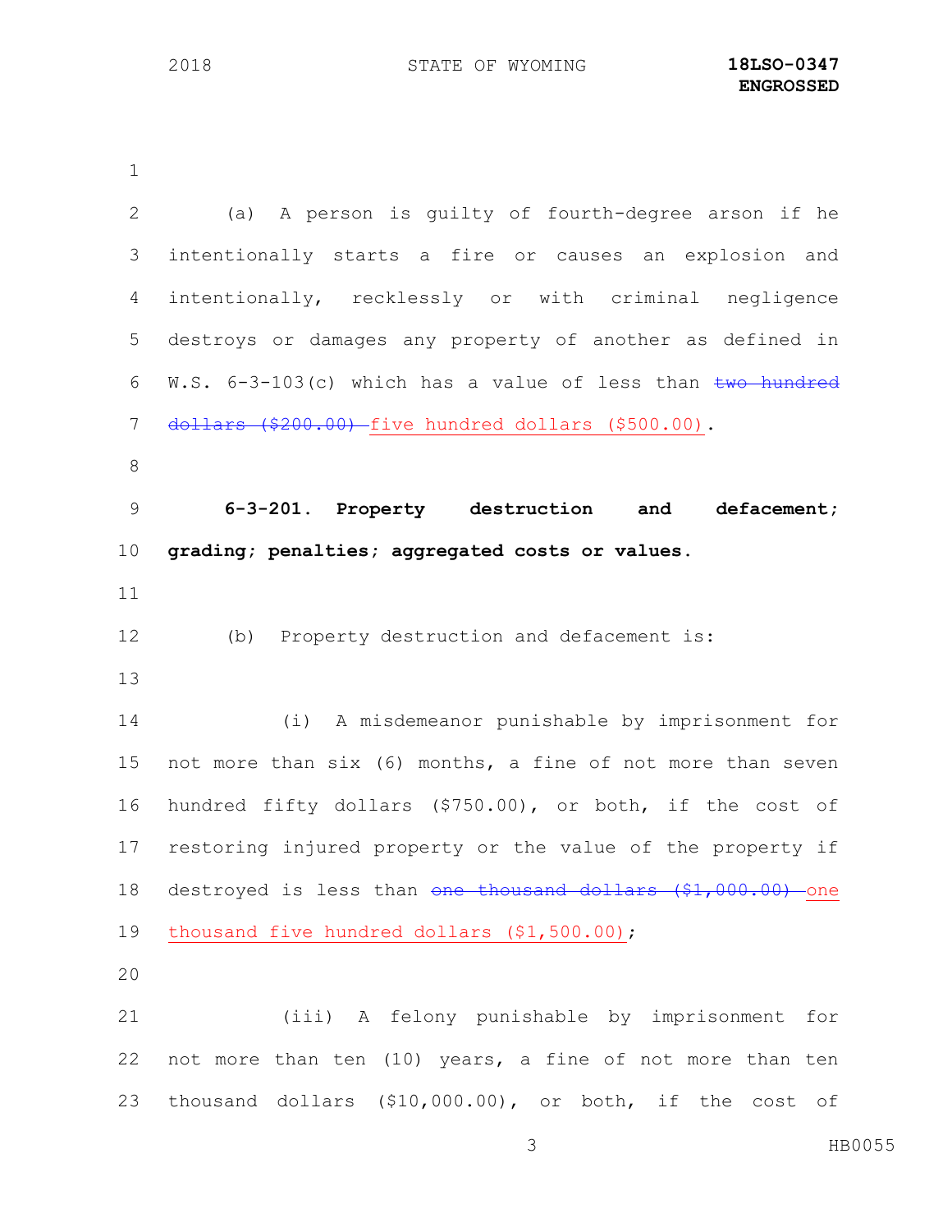(a) A person is guilty of fourth-degree arson if he intentionally starts a fire or causes an explosion and intentionally, recklessly or with criminal negligence destroys or damages any property of another as defined in W.S. 6-3-103(c) which has a value of less than ~~two hundred dollars ($200.00)~~ <u>five hundred dollars ($500.00)</u>.

**6-3-201. Property destruction and defacement; grading; penalties; aggregated costs or values.**

(b) Property destruction and defacement is:

(i) A misdemeanor punishable by imprisonment for not more than six (6) months, a fine of not more than seven hundred fifty dollars ($750.00), or both, if the cost of restoring injured property or the value of the property if destroyed is less than ~~one thousand dollars ($1,000.00)~~ <u>one thousand five hundred dollars ($1,500.00)</u>;

(iii) A felony punishable by imprisonment for not more than ten (10) years, a fine of not more than ten thousand dollars ($10,000.00), or both, if the cost of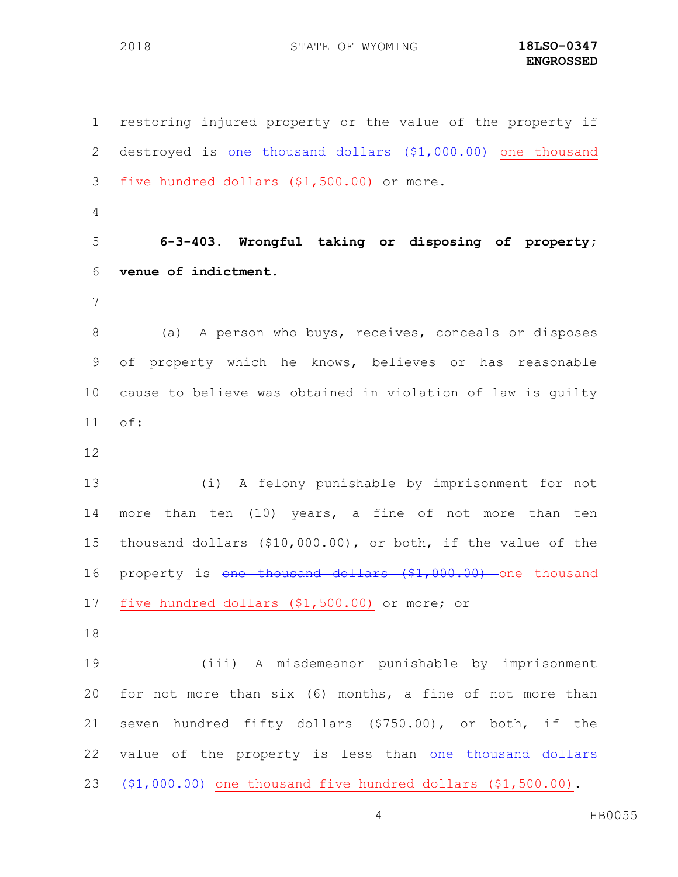restoring injured property or the value of the property if destroyed is ~~one thousand dollars ($1,000.00)~~ <u>one thousand five hundred dollars ($1,500.00)</u> or more.

**6-3-403. Wrongful taking or disposing of property; venue of indictment.**

(a) A person who buys, receives, conceals or disposes of property which he knows, believes or has reasonable cause to believe was obtained in violation of law is guilty of:

(i) A felony punishable by imprisonment for not more than ten (10) years, a fine of not more than ten thousand dollars ($10,000.00), or both, if the value of the property is ~~one thousand dollars ($1,000.00)~~ <u>one thousand five hundred dollars ($1,500.00)</u> or more; or

(iii) A misdemeanor punishable by imprisonment for not more than six (6) months, a fine of not more than seven hundred fifty dollars ($750.00), or both, if the value of the property is less than ~~one thousand dollars ($1,000.00)~~ <u>one thousand five hundred dollars ($1,500.00)</u>.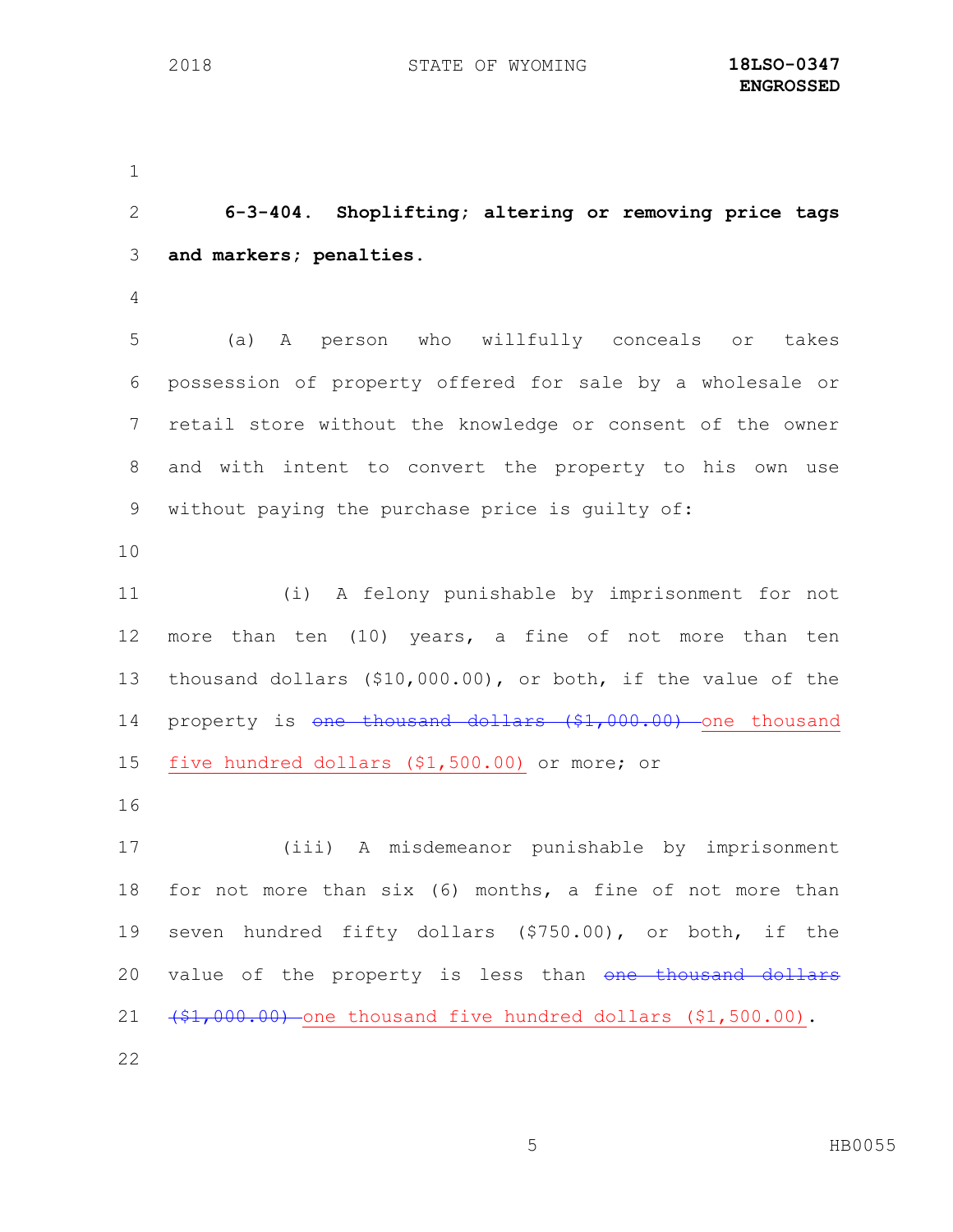**6-3-404. Shoplifting; altering or removing price tags and markers; penalties.**

(a) A person who willfully conceals or takes possession of property offered for sale by a wholesale or retail store without the knowledge or consent of the owner and with intent to convert the property to his own use without paying the purchase price is guilty of:

(i) A felony punishable by imprisonment for not more than ten (10) years, a fine of not more than ten thousand dollars ($10,000.00), or both, if the value of the property is ~~one thousand dollars ($1,000.00)~~ <u>one thousand five hundred dollars ($1,500.00)</u> or more; or

(iii) A misdemeanor punishable by imprisonment for not more than six (6) months, a fine of not more than seven hundred fifty dollars ($750.00), or both, if the value of the property is less than ~~one thousand dollars ($1,000.00)~~ <u>one thousand five hundred dollars ($1,500.00)</u>.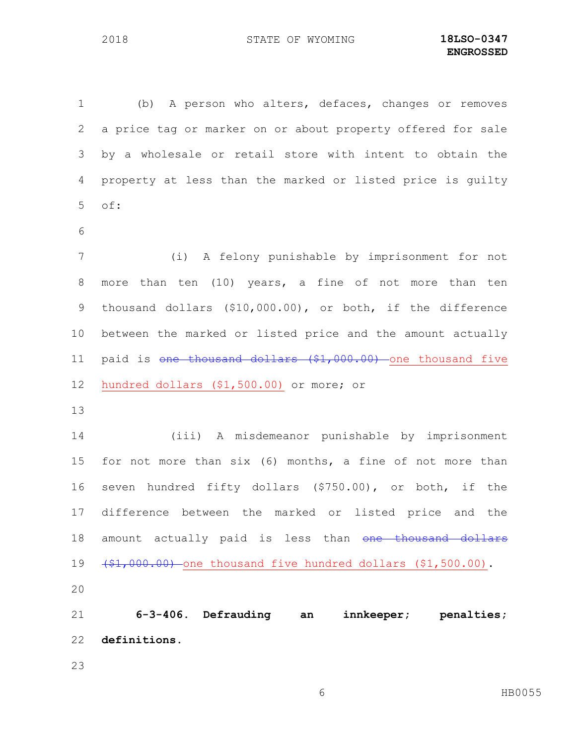(b) A person who alters, defaces, changes or removes a price tag or marker on or about property offered for sale by a wholesale or retail store with intent to obtain the property at less than the marked or listed price is guilty of:

(i) A felony punishable by imprisonment for not more than ten (10) years, a fine of not more than ten thousand dollars ($10,000.00), or both, if the difference between the marked or listed price and the amount actually paid is ~~one thousand dollars ($1,000.00)~~ one thousand five hundred dollars ($1,500.00) or more; or

(iii) A misdemeanor punishable by imprisonment for not more than six (6) months, a fine of not more than seven hundred fifty dollars ($750.00), or both, if the difference between the marked or listed price and the amount actually paid is less than ~~one thousand dollars ($1,000.00)~~ one thousand five hundred dollars ($1,500.00).

**6-3-406. Defrauding an innkeeper; penalties; definitions.**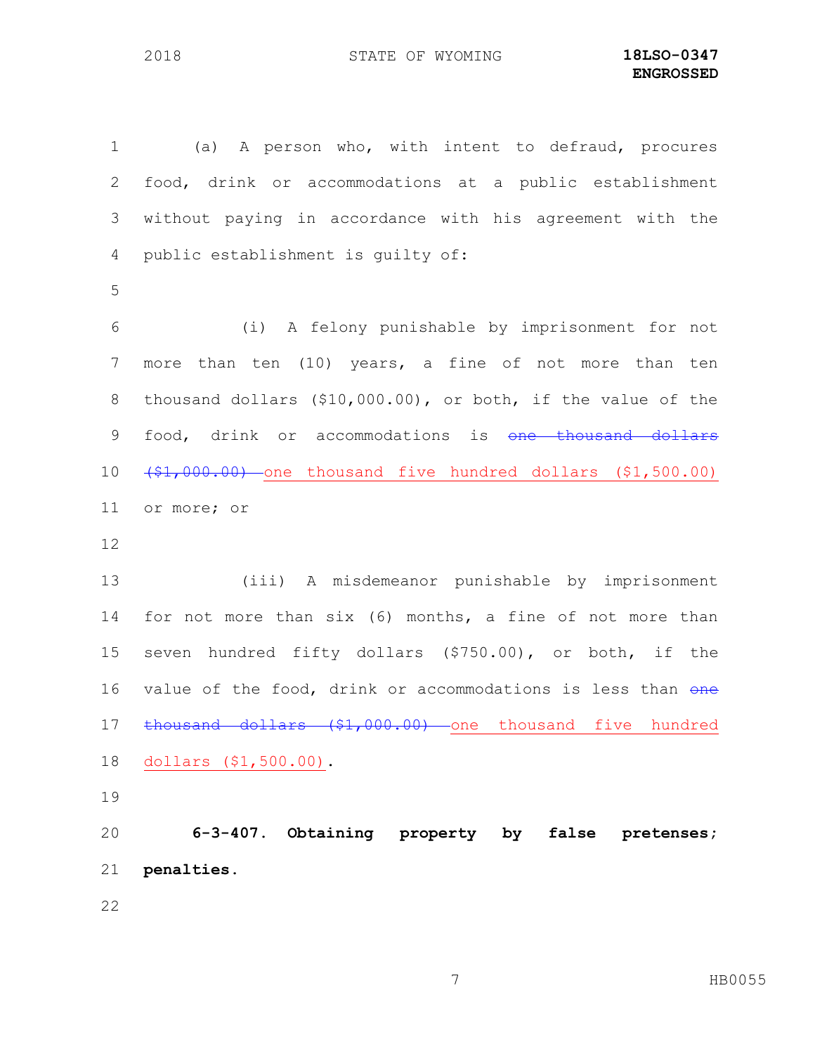(a) A person who, with intent to defraud, procures food, drink or accommodations at a public establishment without paying in accordance with his agreement with the public establishment is guilty of:

(i) A felony punishable by imprisonment for not more than ten (10) years, a fine of not more than ten thousand dollars ($10,000.00), or both, if the value of the food, drink or accommodations is ~~one thousand dollars ($1,000.00)~~ one thousand five hundred dollars ($1,500.00) or more; or

(iii) A misdemeanor punishable by imprisonment for not more than six (6) months, a fine of not more than seven hundred fifty dollars ($750.00), or both, if the value of the food, drink or accommodations is less than ~~one thousand dollars ($1,000.00)~~ one thousand five hundred dollars ($1,500.00).

**6-3-407. Obtaining property by false pretenses; penalties.**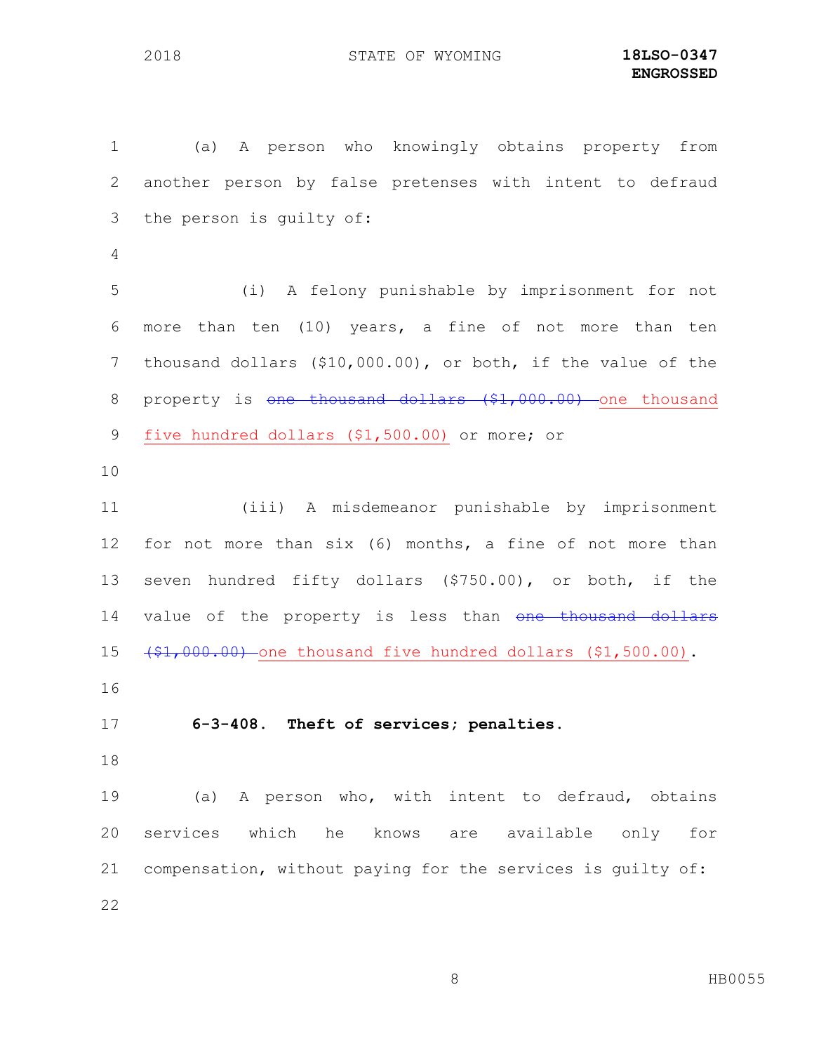(a) A person who knowingly obtains property from another person by false pretenses with intent to defraud the person is guilty of:

(i) A felony punishable by imprisonment for not more than ten (10) years, a fine of not more than ten thousand dollars ($10,000.00), or both, if the value of the property is ~~one thousand dollars ($1,000.00)~~ <u>one thousand five hundred dollars ($1,500.00)</u> or more; or

(iii) A misdemeanor punishable by imprisonment for not more than six (6) months, a fine of not more than seven hundred fifty dollars ($750.00), or both, if the value of the property is less than ~~one thousand dollars ($1,000.00)~~ <u>one thousand five hundred dollars ($1,500.00)</u>.

**6-3-408. Theft of services; penalties.**

(a) A person who, with intent to defraud, obtains services which he knows are available only for compensation, without paying for the services is guilty of: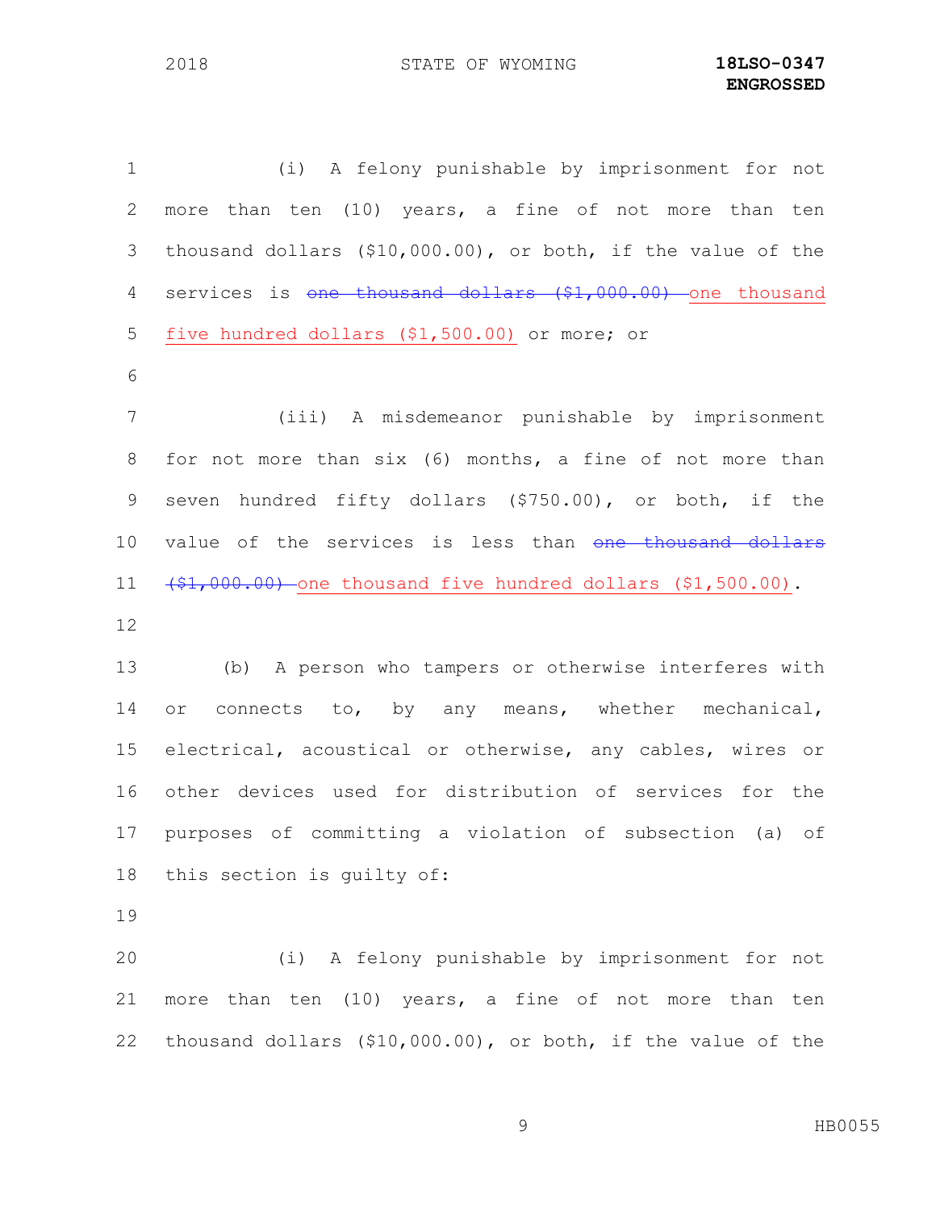(i) A felony punishable by imprisonment for not more than ten (10) years, a fine of not more than ten thousand dollars ($10,000.00), or both, if the value of the services is ~~one thousand dollars ($1,000.00)~~ one thousand five hundred dollars ($1,500.00) or more; or

(iii) A misdemeanor punishable by imprisonment for not more than six (6) months, a fine of not more than seven hundred fifty dollars ($750.00), or both, if the value of the services is less than ~~one thousand dollars ($1,000.00)~~ one thousand five hundred dollars ($1,500.00).

(b) A person who tampers or otherwise interferes with or connects to, by any means, whether mechanical, electrical, acoustical or otherwise, any cables, wires or other devices used for distribution of services for the purposes of committing a violation of subsection (a) of this section is guilty of:

(i) A felony punishable by imprisonment for not more than ten (10) years, a fine of not more than ten thousand dollars ($10,000.00), or both, if the value of the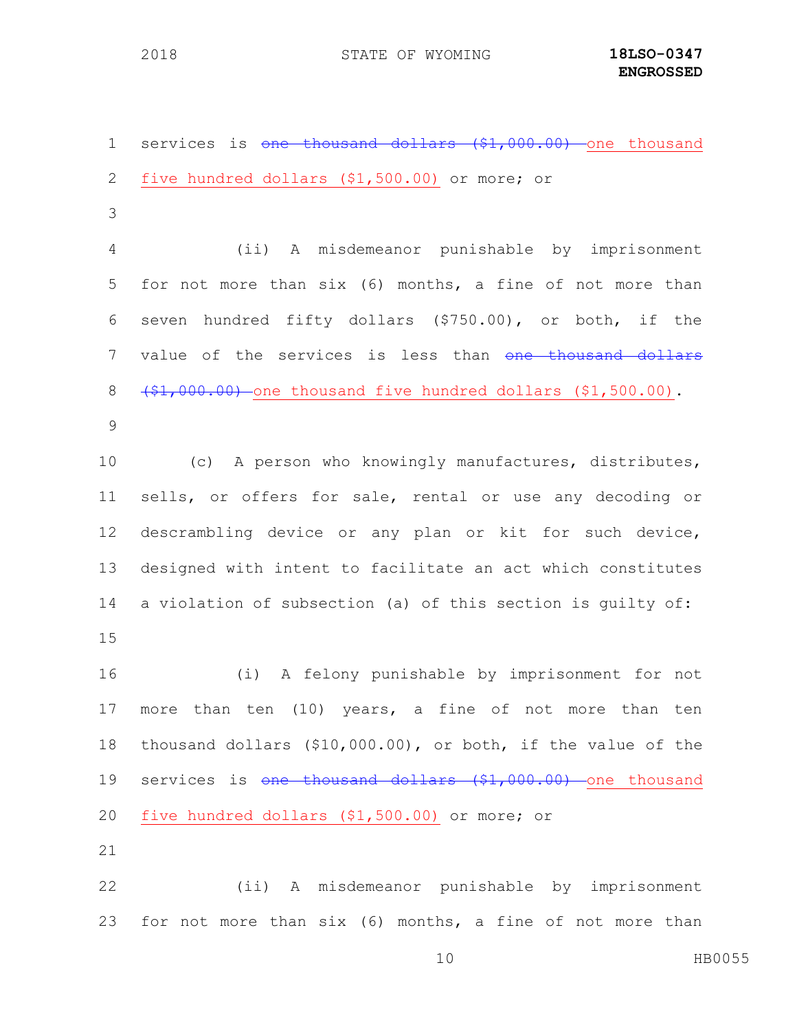services is ~~one thousand dollars ($1,000.00)~~ one thousand five hundred dollars ($1,500.00) or more; or

(ii) A misdemeanor punishable by imprisonment for not more than six (6) months, a fine of not more than seven hundred fifty dollars ($750.00), or both, if the value of the services is less than ~~one thousand dollars ($1,000.00)~~ one thousand five hundred dollars ($1,500.00).

(c) A person who knowingly manufactures, distributes, sells, or offers for sale, rental or use any decoding or descrambling device or any plan or kit for such device, designed with intent to facilitate an act which constitutes a violation of subsection (a) of this section is guilty of:

(i) A felony punishable by imprisonment for not more than ten (10) years, a fine of not more than ten thousand dollars ($10,000.00), or both, if the value of the services is ~~one thousand dollars ($1,000.00)~~ one thousand five hundred dollars ($1,500.00) or more; or

(ii) A misdemeanor punishable by imprisonment for not more than six (6) months, a fine of not more than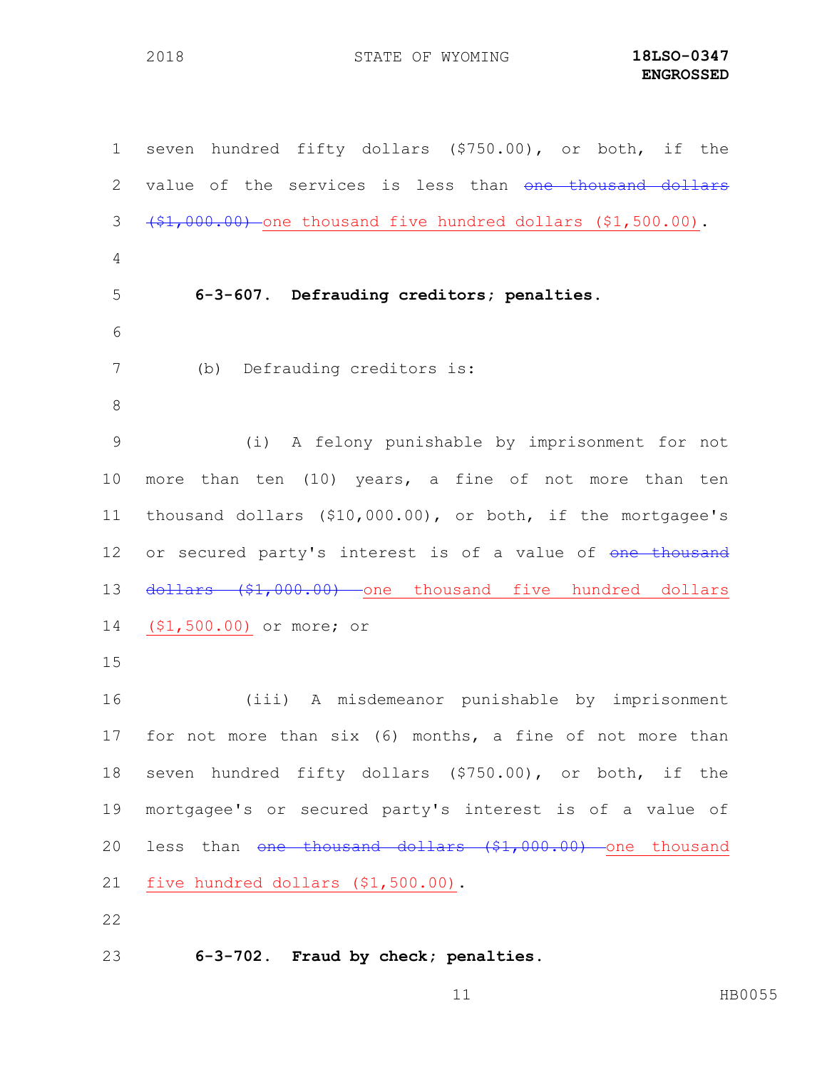seven hundred fifty dollars ($750.00), or both, if the value of the services is less than ~~one thousand dollars ($1,000.00)~~ one thousand five hundred dollars ($1,500.00).

**6-3-607. Defrauding creditors; penalties.**

(b) Defrauding creditors is:

(i) A felony punishable by imprisonment for not more than ten (10) years, a fine of not more than ten thousand dollars ($10,000.00), or both, if the mortgagee's or secured party's interest is of a value of ~~one thousand dollars ($1,000.00)~~ one thousand five hundred dollars ($1,500.00) or more; or

(iii) A misdemeanor punishable by imprisonment for not more than six (6) months, a fine of not more than seven hundred fifty dollars ($750.00), or both, if the mortgagee's or secured party's interest is of a value of less than ~~one thousand dollars ($1,000.00)~~ one thousand five hundred dollars ($1,500.00).

**6-3-702. Fraud by check; penalties.**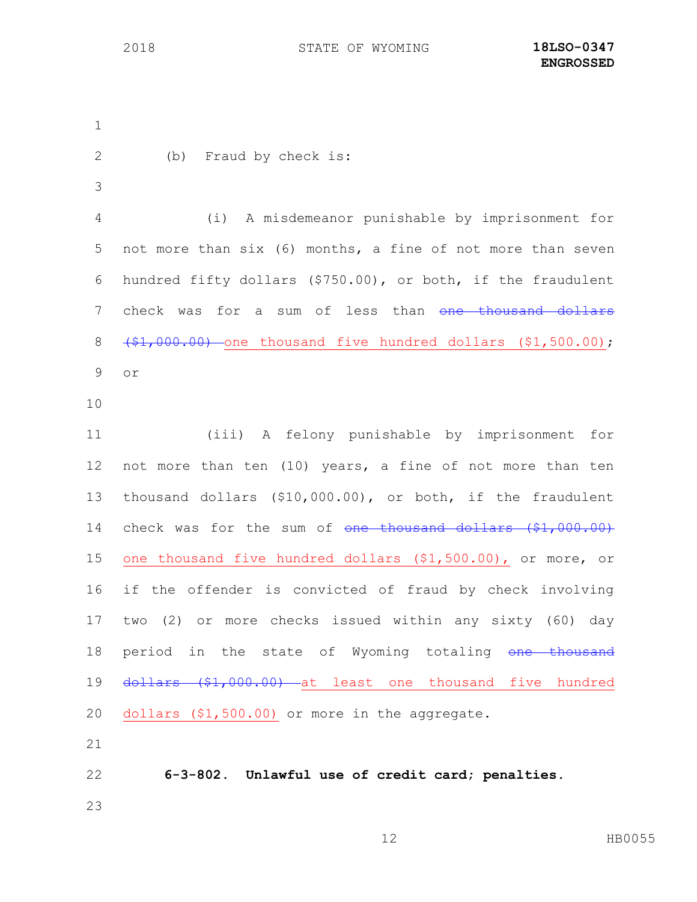(b) Fraud by check is:

(i) A misdemeanor punishable by imprisonment for not more than six (6) months, a fine of not more than seven hundred fifty dollars ($750.00), or both, if the fraudulent check was for a sum of less than ~~one thousand dollars ($1,000.00)~~ one thousand five hundred dollars ($1,500.00); or

(iii) A felony punishable by imprisonment for not more than ten (10) years, a fine of not more than ten thousand dollars ($10,000.00), or both, if the fraudulent check was for the sum of ~~one thousand dollars ($1,000.00)~~ one thousand five hundred dollars ($1,500.00), or more, or if the offender is convicted of fraud by check involving two (2) or more checks issued within any sixty (60) day period in the state of Wyoming totaling ~~one thousand dollars ($1,000.00)~~ at least one thousand five hundred dollars ($1,500.00) or more in the aggregate.

**6-3-802. Unlawful use of credit card; penalties.**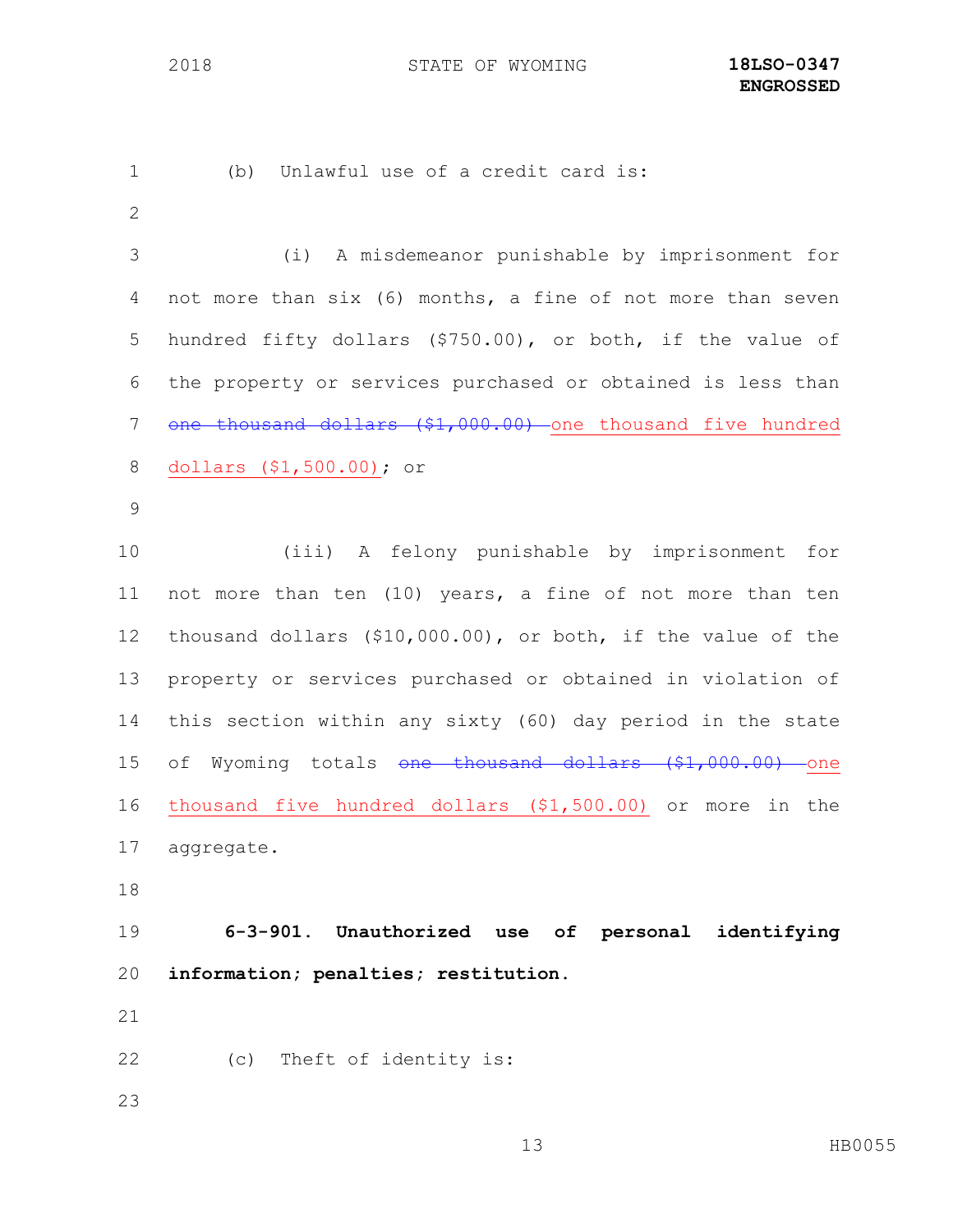(b) Unlawful use of a credit card is:

(i) A misdemeanor punishable by imprisonment for not more than six (6) months, a fine of not more than seven hundred fifty dollars ($750.00), or both, if the value of the property or services purchased or obtained is less than ~~one thousand dollars ($1,000.00)~~ one thousand five hundred dollars ($1,500.00); or

(iii) A felony punishable by imprisonment for not more than ten (10) years, a fine of not more than ten thousand dollars ($10,000.00), or both, if the value of the property or services purchased or obtained in violation of this section within any sixty (60) day period in the state of Wyoming totals ~~one thousand dollars ($1,000.00)~~ one thousand five hundred dollars ($1,500.00) or more in the aggregate.

**6-3-901. Unauthorized use of personal identifying information; penalties; restitution.**

(c) Theft of identity is: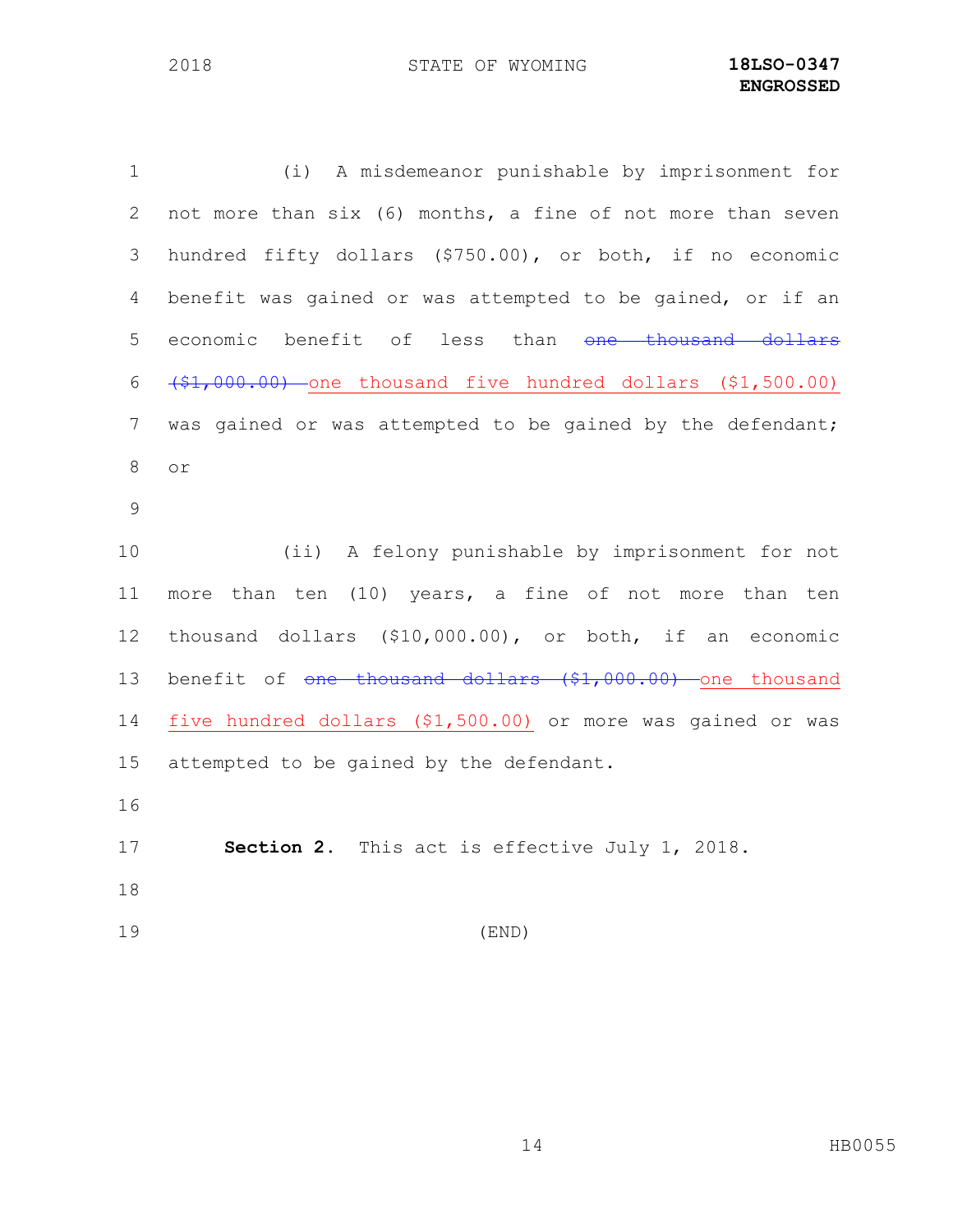(i) A misdemeanor punishable by imprisonment for not more than six (6) months, a fine of not more than seven hundred fifty dollars ($750.00), or both, if no economic benefit was gained or was attempted to be gained, or if an economic benefit of less than ~~one thousand dollars ($1,000.00)~~ one thousand five hundred dollars ($1,500.00) was gained or was attempted to be gained by the defendant; or

(ii) A felony punishable by imprisonment for not more than ten (10) years, a fine of not more than ten thousand dollars ($10,000.00), or both, if an economic benefit of ~~one thousand dollars ($1,000.00)~~ one thousand five hundred dollars ($1,500.00) or more was gained or was attempted to be gained by the defendant.

**Section 2.** This act is effective July 1, 2018.

(END)